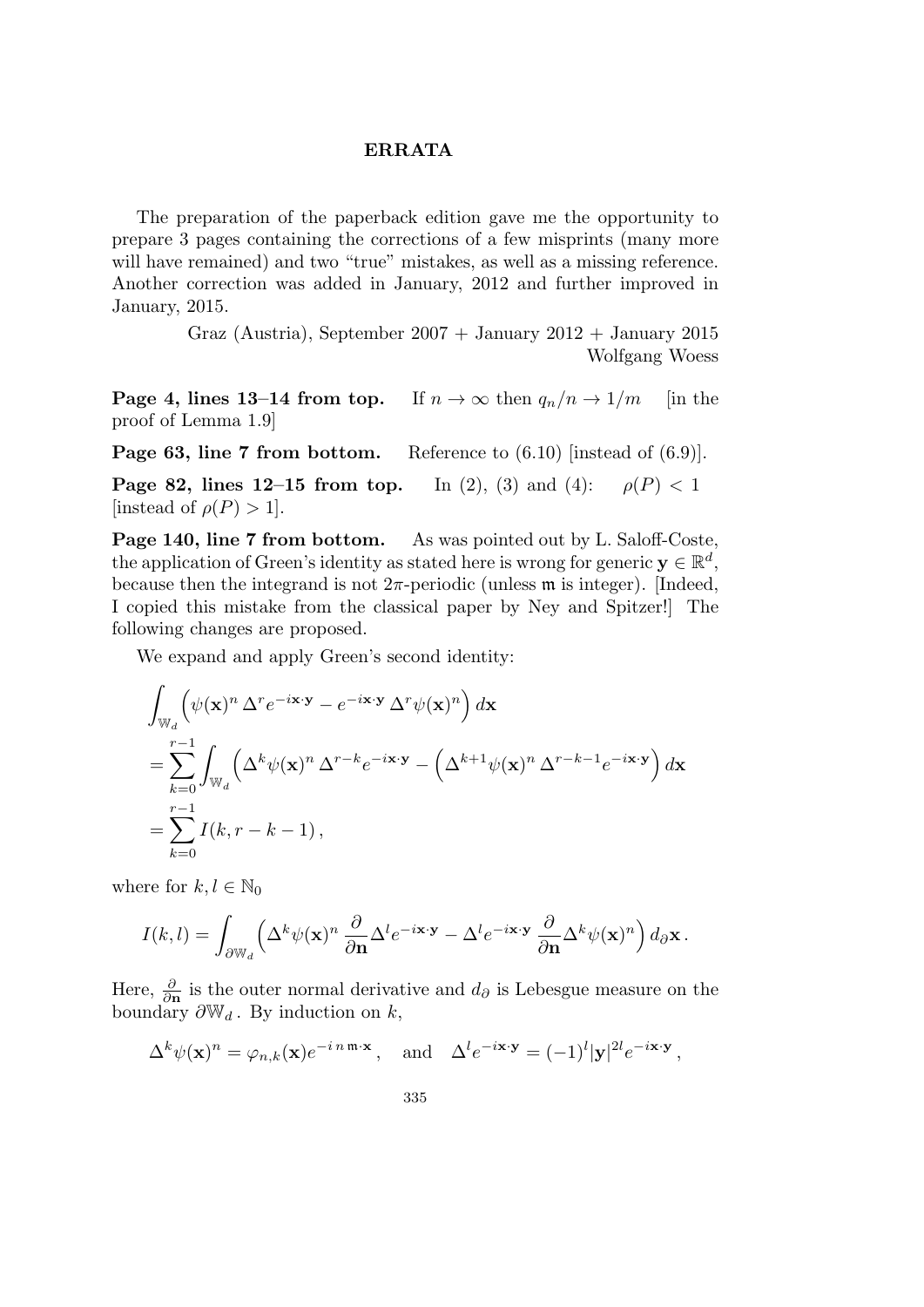# ERRATA

The preparation of the paperback edition gave me the opportunity to prepare 3 pages containing the corrections of a few misprints (many more will have remained) and two "true" mistakes, as well as a missing reference. Another correction was added in January, 2012 and further improved in January, 2015.

Graz (Austria), September 2007 + January 2012 + January 2015
Wolfgang Woess

**Page 4, lines 13–14 from top.** If $n \to \infty$ then $q_n/n \to 1/m$ [in the proof of Lemma 1.9]

**Page 63, line 7 from bottom.** Reference to (6.10) [instead of (6.9)].

**Page 82, lines 12–15 from top.** In (2), (3) and (4): $\rho(P) < 1$ [instead of $\rho(P) > 1$].

**Page 140, line 7 from bottom.** As was pointed out by L. Saloff-Coste, the application of Green's identity as stated here is wrong for generic $\mathbf{y} \in \mathbb{R}^d$, because then the integrand is not $2\pi$-periodic (unless $\mathfrak{m}$ is integer). [Indeed, I copied this mistake from the classical paper by Ney and Spitzer!] The following changes are proposed.

We expand and apply Green's second identity:

$$
\begin{aligned}
&\int_{\mathbb{W}_d} \Big( \psi(\mathbf{x})^n \, \Delta^r e^{-i\mathbf{x}\cdot\mathbf{y}} - e^{-i\mathbf{x}\cdot\mathbf{y}} \, \Delta^r \psi(\mathbf{x})^n \Big) \, d\mathbf{x} \\
&= \sum_{k=0}^{r-1} \int_{\mathbb{W}_d} \Big( \Delta^k \psi(\mathbf{x})^n \, \Delta^{r-k} e^{-i\mathbf{x}\cdot\mathbf{y}} - \Big( \Delta^{k+1} \psi(\mathbf{x})^n \, \Delta^{r-k-1} e^{-i\mathbf{x}\cdot\mathbf{y}} \Big) \, d\mathbf{x} \\
&= \sum_{k=0}^{r-1} I(k, r-k-1) \,,
\end{aligned}
$$

where for $k, l \in \mathbb{N}_0$

$$
I(k,l) = \int_{\partial \mathbb{W}_d} \Big( \Delta^k \psi(\mathbf{x})^n \, \frac{\partial}{\partial \mathbf{n}} \Delta^l e^{-i\mathbf{x}\cdot\mathbf{y}} - \Delta^l e^{-i\mathbf{x}\cdot\mathbf{y}} \, \frac{\partial}{\partial \mathbf{n}} \Delta^k \psi(\mathbf{x})^n \Big) \, d_\partial \mathbf{x} \,.
$$

Here, $\frac{\partial}{\partial \mathbf{n}}$ is the outer normal derivative and $d_\partial$ is Lebesgue measure on the boundary $\partial \mathbb{W}_d$. By induction on $k$,

$$
\Delta^k \psi(\mathbf{x})^n = \varphi_{n,k}(\mathbf{x}) e^{-i\,n\,\mathfrak{m}\cdot\mathbf{x}} \,, \quad \text{and} \quad \Delta^l e^{-i\mathbf{x}\cdot\mathbf{y}} = (-1)^l |\mathbf{y}|^{2l} e^{-i\mathbf{x}\cdot\mathbf{y}} \,,
$$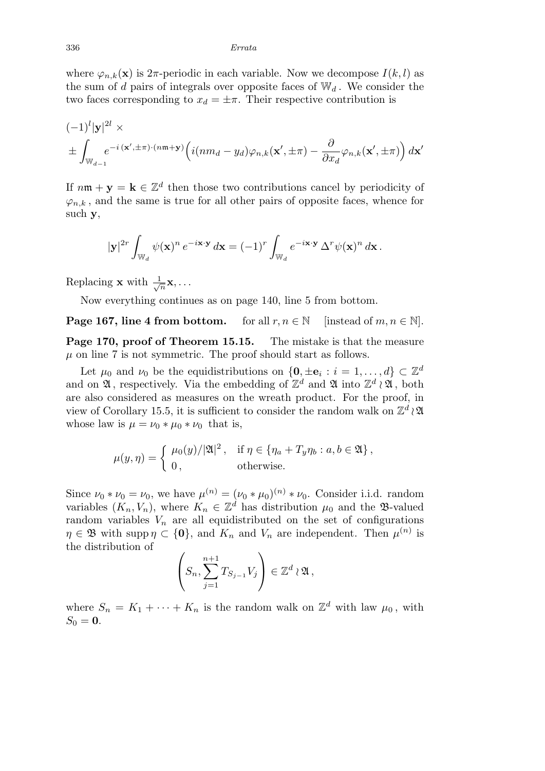where $\varphi_{n,k}(\mathbf{x})$ is $2\pi$-periodic in each variable. Now we decompose $I(k,l)$ as the sum of $d$ pairs of integrals over opposite faces of $\mathbb{W}_d$. We consider the two faces corresponding to $x_d = \pm\pi$. Their respective contribution is

$$(-1)^l |\mathbf{y}|^{2l} \times$$
$$\pm \int_{\mathbb{W}_{d-1}} e^{-i\,(\mathbf{x}',\pm\pi)\cdot(n\mathfrak{m}+\mathbf{y})}\Big(i(nm_d - y_d)\varphi_{n,k}(\mathbf{x}',\pm\pi) - \frac{\partial}{\partial x_d}\varphi_{n,k}(\mathbf{x}',\pm\pi)\Big)\,d\mathbf{x}'$$

If $n\mathfrak{m} + \mathbf{y} = \mathbf{k} \in \mathbb{Z}^d$ then those two contributions cancel by periodicity of $\varphi_{n,k}$, and the same is true for all other pairs of opposite faces, whence for such $\mathbf{y}$,

$$|\mathbf{y}|^{2r} \int_{\mathbb{W}_d} \psi(\mathbf{x})^n \, e^{-i\mathbf{x}\cdot\mathbf{y}}\, d\mathbf{x} = (-1)^r \int_{\mathbb{W}_d} e^{-i\mathbf{x}\cdot\mathbf{y}}\, \Delta^r \psi(\mathbf{x})^n \, d\mathbf{x}\,.$$

Replacing $\mathbf{x}$ with $\frac{1}{\sqrt{n}}\mathbf{x}, \ldots$

Now everything continues as on page 140, line 5 from bottom.

**Page 167, line 4 from bottom.** for all $r, n \in \mathbb{N}$ [instead of $m, n \in \mathbb{N}$].

**Page 170, proof of Theorem 15.15.** The mistake is that the measure $\mu$ on line 7 is not symmetric. The proof should start as follows.

Let $\mu_0$ and $\nu_0$ be the equidistributions on $\{\mathbf{0}, \pm\mathbf{e}_i : i = 1, \ldots, d\} \subset \mathbb{Z}^d$ and on $\mathfrak{A}$, respectively. Via the embedding of $\mathbb{Z}^d$ and $\mathfrak{A}$ into $\mathbb{Z}^d \wr \mathfrak{A}$, both are also considered as measures on the wreath product. For the proof, in view of Corollary 15.5, it is sufficient to consider the random walk on $\mathbb{Z}^d \wr \mathfrak{A}$ whose law is $\mu = \nu_0 * \mu_0 * \nu_0$ that is,

$$\mu(y,\eta) = \begin{cases} \mu_0(y)/|\mathfrak{A}|^2\,, & \text{if } \eta \in \{\eta_a + T_y\eta_b : a, b \in \mathfrak{A}\}\,, \\ 0\,, & \text{otherwise.} \end{cases}$$

Since $\nu_0 * \nu_0 = \nu_0$, we have $\mu^{(n)} = (\nu_0 * \mu_0)^{(n)} * \nu_0$. Consider i.i.d. random variables $(K_n, V_n)$, where $K_n \in \mathbb{Z}^d$ has distribution $\mu_0$ and the $\mathfrak{B}$-valued random variables $V_n$ are all equidistributed on the set of configurations $\eta \in \mathfrak{B}$ with $\operatorname{supp}\eta \subset \{\mathbf{0}\}$, and $K_n$ and $V_n$ are independent. Then $\mu^{(n)}$ is the distribution of

$$\left(S_n, \sum_{j=1}^{n+1} T_{S_{j-1}} V_j\right) \in \mathbb{Z}^d \wr \mathfrak{A}\,,$$

where $S_n = K_1 + \cdots + K_n$ is the random walk on $\mathbb{Z}^d$ with law $\mu_0$, with $S_0 = \mathbf{0}$.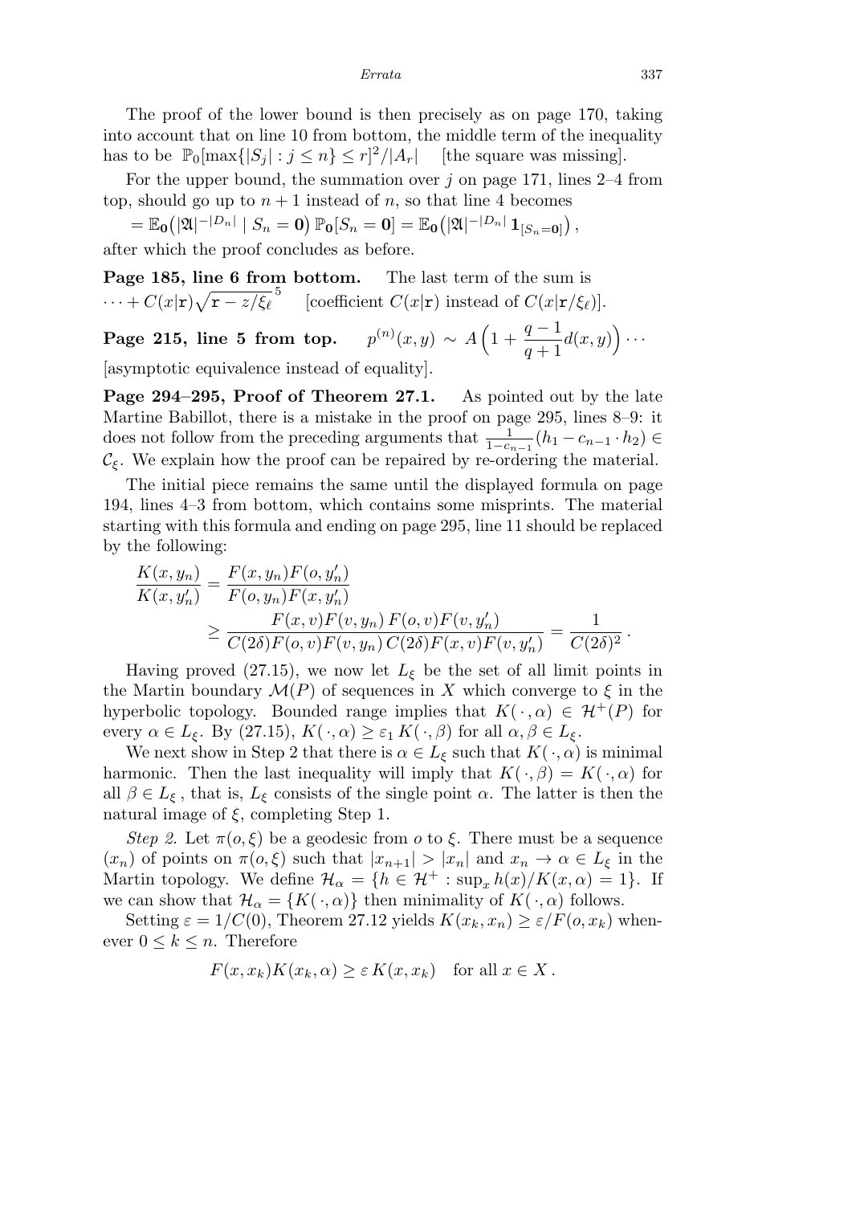The proof of the lower bound is then precisely as on page 170, taking into account that on line 10 from bottom, the middle term of the inequality has to be $\mathbb{P}_0[\max\{|S_j| : j \le n\} \le r]^2/|A_r|$ [the square was missing].

For the upper bound, the summation over $j$ on page 171, lines 2–4 from top, should go up to $n+1$ instead of $n$, so that line 4 becomes

$= \mathbb{E}_{\mathbf{0}}\big(|\mathfrak{A}|^{-|D_n|} \mid S_n = \mathbf{0}\big)\, \mathbb{P}_{\mathbf{0}}[S_n = \mathbf{0}] = \mathbb{E}_{\mathbf{0}}\big(|\mathfrak{A}|^{-|D_n|}\, \mathbf{1}_{[S_n=\mathbf{0}]}\big)\,,$

after which the proof concludes as before.

**Page 185, line 6 from bottom.** The last term of the sum is $\cdots + C(x|\mathbf{r})\sqrt{\mathbf{r} - z/\xi_\ell}^{\,5}$ [coefficient $C(x|\mathbf{r})$ instead of $C(x|\mathbf{r}/\xi_\ell)$].

**Page 215, line 5 from top.** $p^{(n)}(x,y) \sim A\Big(1 + \dfrac{q-1}{q+1}d(x,y)\Big)\cdots$ [asymptotic equivalence instead of equality].

**Page 294–295, Proof of Theorem 27.1.** As pointed out by the late Martine Babillot, there is a mistake in the proof on page 295, lines 8–9: it does not follow from the preceding arguments that $\frac{1}{1-c_{n-1}}(h_1 - c_{n-1}\cdot h_2) \in \mathcal{C}_\xi$. We explain how the proof can be repaired by re-ordering the material.

The initial piece remains the same until the displayed formula on page 194, lines 4–3 from bottom, which contains some misprints. The material starting with this formula and ending on page 295, line 11 should be replaced by the following:

$$
\begin{aligned}
\frac{K(x,y_n)}{K(x,y_n')} &= \frac{F(x,y_n)F(o,y_n')}{F(o,y_n)F(x,y_n')} \\
&\ge \frac{F(x,v)F(v,y_n)\,F(o,v)F(v,y_n')}{C(2\delta)F(o,v)F(v,y_n)\,C(2\delta)F(x,v)F(v,y_n')} = \frac{1}{C(2\delta)^2}\,.
\end{aligned}
$$

Having proved (27.15), we now let $L_\xi$ be the set of all limit points in the Martin boundary $\mathcal{M}(P)$ of sequences in $X$ which converge to $\xi$ in the hyperbolic topology. Bounded range implies that $K(\cdot,\alpha) \in \mathcal{H}^+(P)$ for every $\alpha \in L_\xi$. By (27.15), $K(\cdot,\alpha) \ge \varepsilon_1\, K(\cdot,\beta)$ for all $\alpha,\beta \in L_\xi$.

We next show in Step 2 that there is $\alpha \in L_\xi$ such that $K(\cdot,\alpha)$ is minimal harmonic. Then the last inequality will imply that $K(\cdot,\beta) = K(\cdot,\alpha)$ for all $\beta \in L_\xi$, that is, $L_\xi$ consists of the single point $\alpha$. The latter is then the natural image of $\xi$, completing Step 1.

*Step 2.* Let $\pi(o,\xi)$ be a geodesic from $o$ to $\xi$. There must be a sequence $(x_n)$ of points on $\pi(o,\xi)$ such that $|x_{n+1}| > |x_n|$ and $x_n \to \alpha \in L_\xi$ in the Martin topology. We define $\mathcal{H}_\alpha = \{h \in \mathcal{H}^+ : \sup_x h(x)/K(x,\alpha) = 1\}$. If we can show that $\mathcal{H}_\alpha = \{K(\cdot,\alpha)\}$ then minimality of $K(\cdot,\alpha)$ follows.

Setting $\varepsilon = 1/C(0)$, Theorem 27.12 yields $K(x_k,x_n) \ge \varepsilon/F(o,x_k)$ whenever $0 \le k \le n$. Therefore

$$F(x,x_k)K(x_k,\alpha) \ge \varepsilon\, K(x,x_k) \quad \text{for all } x \in X\,.$$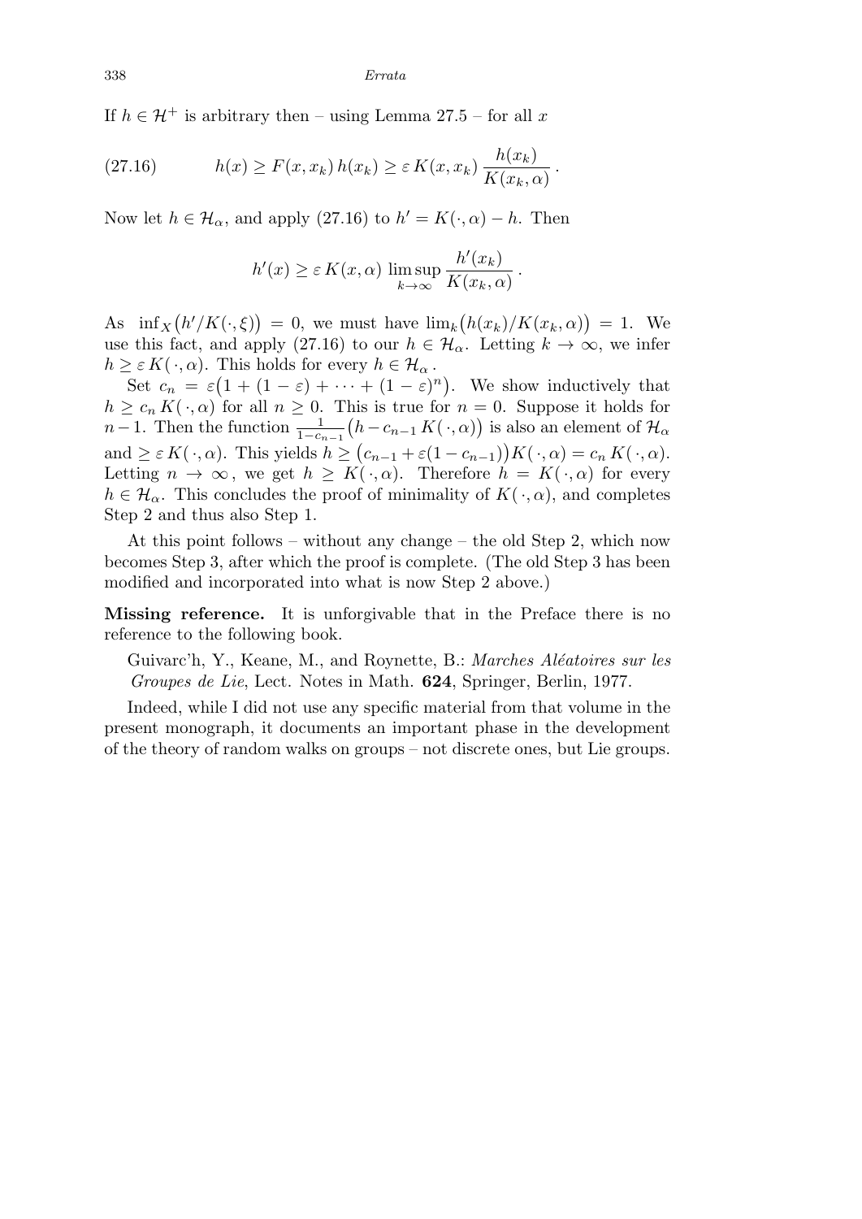If $h \in \mathcal{H}^+$ is arbitrary then – using Lemma 27.5 – for all $x$

$$h(x) \geq F(x, x_k)\, h(x_k) \geq \varepsilon\, K(x, x_k)\, \frac{h(x_k)}{K(x_k, \alpha)}\,. \tag{27.16}$$

Now let $h \in \mathcal{H}_\alpha$, and apply (27.16) to $h' = K(\cdot, \alpha) - h$. Then

$$h'(x) \geq \varepsilon\, K(x, \alpha)\, \limsup_{k\to\infty} \frac{h'(x_k)}{K(x_k, \alpha)}\,.$$

As $\inf_X \bigl(h'/K(\cdot, \xi)\bigr) = 0$, we must have $\lim_k \bigl(h(x_k)/K(x_k, \alpha)\bigr) = 1$. We use this fact, and apply (27.16) to our $h \in \mathcal{H}_\alpha$. Letting $k \to \infty$, we infer $h \geq \varepsilon\, K(\,\cdot\,, \alpha)$. This holds for every $h \in \mathcal{H}_\alpha$.

Set $c_n = \varepsilon\bigl(1 + (1-\varepsilon) + \cdots + (1-\varepsilon)^n\bigr)$. We show inductively that $h \geq c_n\, K(\,\cdot\,, \alpha)$ for all $n \geq 0$. This is true for $n = 0$. Suppose it holds for $n-1$. Then the function $\frac{1}{1-c_{n-1}}\bigl(h - c_{n-1}\, K(\,\cdot\,, \alpha)\bigr)$ is also an element of $\mathcal{H}_\alpha$ and $\geq \varepsilon\, K(\,\cdot\,, \alpha)$. This yields $h \geq \bigl(c_{n-1} + \varepsilon(1 - c_{n-1})\bigr) K(\,\cdot\,, \alpha) = c_n\, K(\,\cdot\,, \alpha)$. Letting $n \to \infty$, we get $h \geq K(\,\cdot\,, \alpha)$. Therefore $h = K(\,\cdot\,, \alpha)$ for every $h \in \mathcal{H}_\alpha$. This concludes the proof of minimality of $K(\,\cdot\,, \alpha)$, and completes Step 2 and thus also Step 1.

At this point follows – without any change – the old Step 2, which now becomes Step 3, after which the proof is complete. (The old Step 3 has been modified and incorporated into what is now Step 2 above.)

**Missing reference.** It is unforgivable that in the Preface there is no reference to the following book.

Guivarc'h, Y., Keane, M., and Roynette, B.: *Marches Aléatoires sur les Groupes de Lie*, Lect. Notes in Math. **624**, Springer, Berlin, 1977.

Indeed, while I did not use any specific material from that volume in the present monograph, it documents an important phase in the development of the theory of random walks on groups – not discrete ones, but Lie groups.